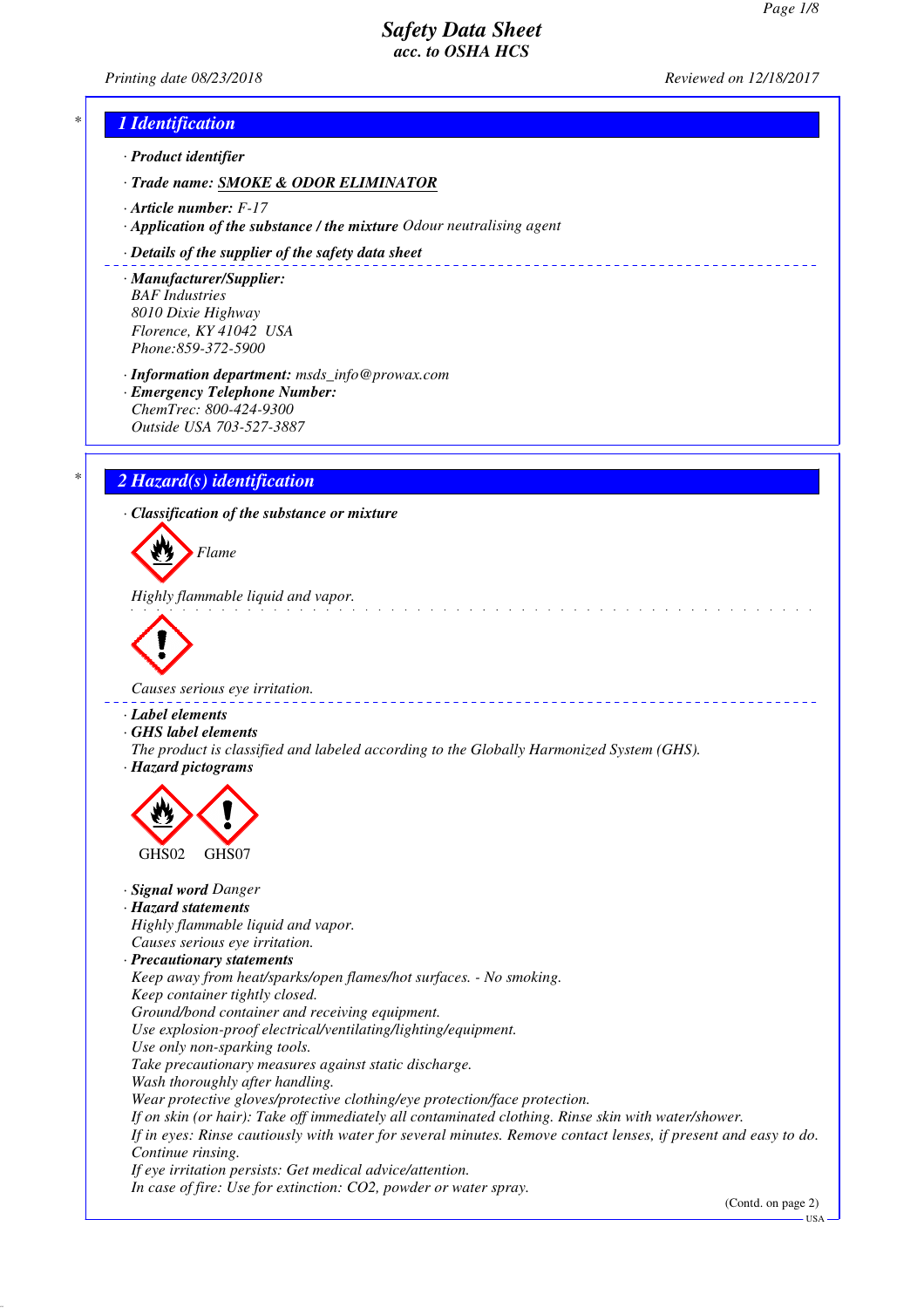# Safety Data Sheet
acc. to OSHA HCS

Printing date 08/23/2018 Reviewed on 12/18/2017

## 1 Identification

· **Product identifier**

· **Trade name:** **SMOKE & ODOR ELIMINATOR**

· **Article number:** F-17

· **Application of the substance / the mixture** Odour neutralising agent

· **Details of the supplier of the safety data sheet**

· **Manufacturer/Supplier:**
BAF Industries
8010 Dixie Highway
Florence, KY 41042 USA
Phone:859-372-5900

· **Information department:** msds_info@prowax.com

· **Emergency Telephone Number:**
ChemTrec: 800-424-9300
Outside USA 703-527-3887

## 2 Hazard(s) identification

· **Classification of the substance or mixture**

Flame

Highly flammable liquid and vapor.

Causes serious eye irritation.

· **Label elements**

· **GHS label elements**
The product is classified and labeled according to the Globally Harmonized System (GHS).

· **Hazard pictograms**

GHS02 GHS07

· **Signal word** Danger

· **Hazard statements**
Highly flammable liquid and vapor.
Causes serious eye irritation.

· **Precautionary statements**
Keep away from heat/sparks/open flames/hot surfaces. - No smoking.
Keep container tightly closed.
Ground/bond container and receiving equipment.
Use explosion-proof electrical/ventilating/lighting/equipment.
Use only non-sparking tools.
Take precautionary measures against static discharge.
Wash thoroughly after handling.
Wear protective gloves/protective clothing/eye protection/face protection.
If on skin (or hair): Take off immediately all contaminated clothing. Rinse skin with water/shower.
If in eyes: Rinse cautiously with water for several minutes. Remove contact lenses, if present and easy to do. Continue rinsing.
If eye irritation persists: Get medical advice/attention.
In case of fire: Use for extinction: CO2, powder or water spray.

(Contd. on page 2)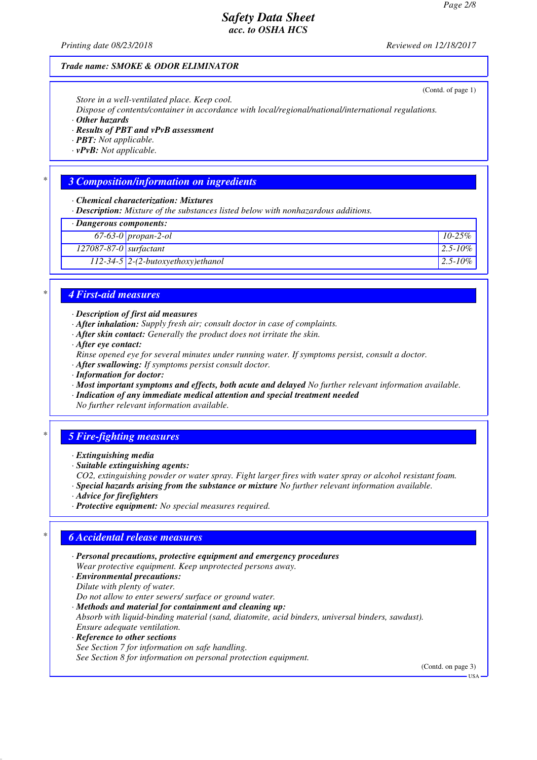*Trade name: SMOKE & ODOR ELIMINATOR*

(Contd. of page 1)

Store in a well-ventilated place. Keep cool.
Dispose of contents/container in accordance with local/regional/national/international regulations.

· **Other hazards**
· **Results of PBT and vPvB assessment**
· **PBT:** Not applicable.
· **vPvB:** Not applicable.

## 3 Composition/information on ingredients

· **Chemical characterization: Mixtures**
· **Description:** Mixture of the substances listed below with nonhazardous additions.

| · Dangerous components: | | |
|---|---|---|
| 67-63-0 | propan-2-ol | 10-25% |
| 127087-87-0 | surfactant | 2.5-10% |
| 112-34-5 | 2-(2-butoxyethoxy)ethanol | 2.5-10% |

## 4 First-aid measures

· **Description of first aid measures**
· **After inhalation:** Supply fresh air; consult doctor in case of complaints.
· **After skin contact:** Generally the product does not irritate the skin.
· **After eye contact:**
Rinse opened eye for several minutes under running water. If symptoms persist, consult a doctor.
· **After swallowing:** If symptoms persist consult doctor.
· **Information for doctor:**
· **Most important symptoms and effects, both acute and delayed** No further relevant information available.
· **Indication of any immediate medical attention and special treatment needed**
No further relevant information available.

## 5 Fire-fighting measures

· **Extinguishing media**
· **Suitable extinguishing agents:**
CO2, extinguishing powder or water spray. Fight larger fires with water spray or alcohol resistant foam.
· **Special hazards arising from the substance or mixture** No further relevant information available.
· **Advice for firefighters**
· **Protective equipment:** No special measures required.

## 6 Accidental release measures

· **Personal precautions, protective equipment and emergency procedures**
Wear protective equipment. Keep unprotected persons away.
· **Environmental precautions:**
Dilute with plenty of water.
Do not allow to enter sewers/ surface or ground water.
· **Methods and material for containment and cleaning up:**
Absorb with liquid-binding material (sand, diatomite, acid binders, universal binders, sawdust).
Ensure adequate ventilation.
· **Reference to other sections**
See Section 7 for information on safe handling.
See Section 8 for information on personal protection equipment.

(Contd. on page 3)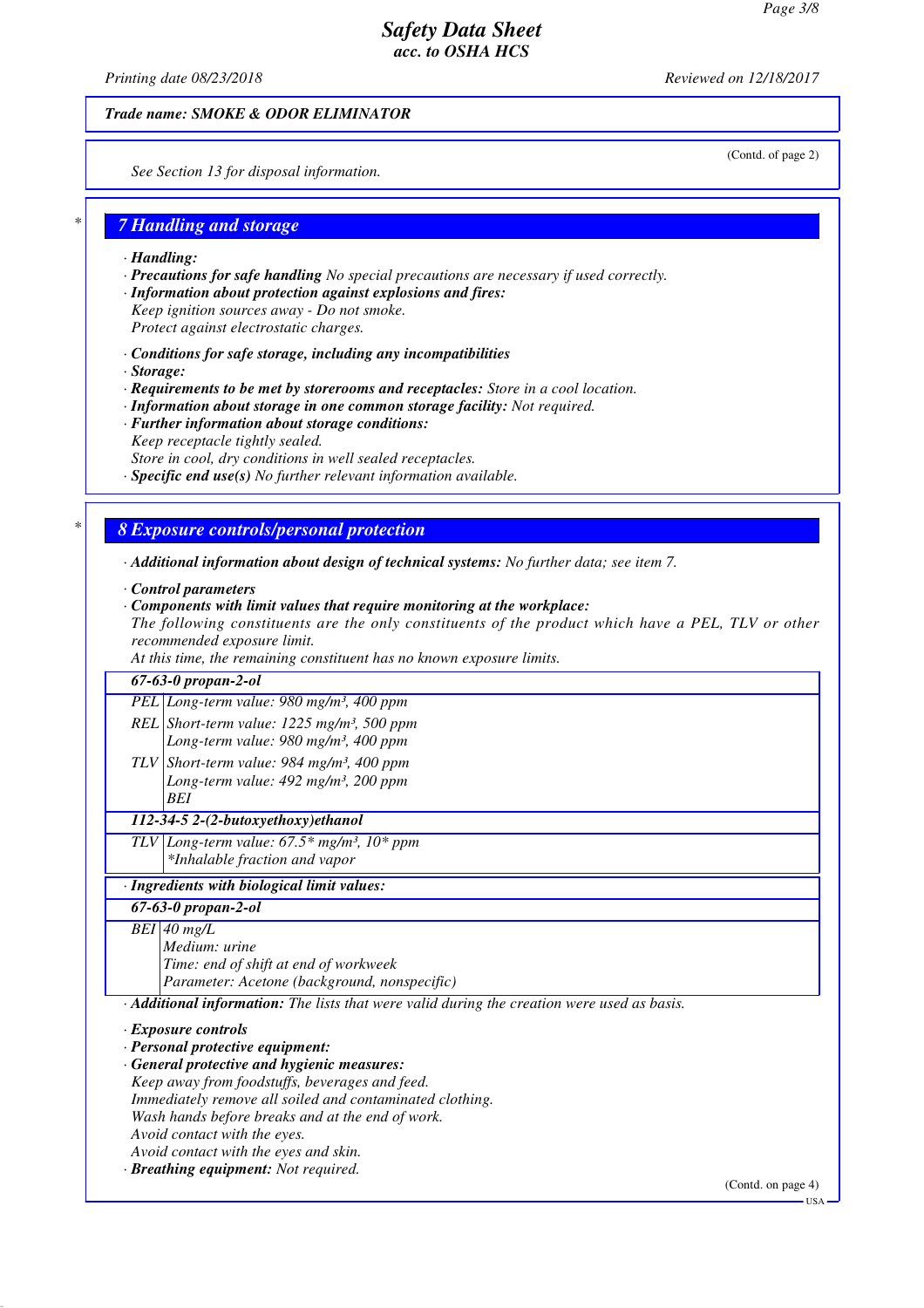Trade name: SMOKE & ODOR ELIMINATOR

(Contd. of page 2)

See Section 13 for disposal information.

## 7 Handling and storage

· **Handling:**
· **Precautions for safe handling** No special precautions are necessary if used correctly.
· **Information about protection against explosions and fires:**
Keep ignition sources away - Do not smoke.
Protect against electrostatic charges.

· **Conditions for safe storage, including any incompatibilities**
· **Storage:**
· **Requirements to be met by storerooms and receptacles:** Store in a cool location.
· **Information about storage in one common storage facility:** Not required.
· **Further information about storage conditions:**
Keep receptacle tightly sealed.
Store in cool, dry conditions in well sealed receptacles.
· **Specific end use(s)** No further relevant information available.

## 8 Exposure controls/personal protection

· **Additional information about design of technical systems:** No further data; see item 7.

· **Control parameters**
· **Components with limit values that require monitoring at the workplace:**
The following constituents are the only constituents of the product which have a PEL, TLV or other recommended exposure limit.
At this time, the remaining constituent has no known exposure limits.

| **67-63-0 propan-2-ol** | |
|---|---|
| PEL | Long-term value: 980 mg/m³, 400 ppm |
| REL | Short-term value: 1225 mg/m³, 500 ppm<br>Long-term value: 980 mg/m³, 400 ppm |
| TLV | Short-term value: 984 mg/m³, 400 ppm<br>Long-term value: 492 mg/m³, 200 ppm<br>BEI |
| **112-34-5 2-(2-butoxyethoxy)ethanol** | |
| TLV | Long-term value: 67.5* mg/m³, 10* ppm<br>*Inhalable fraction and vapor |

· **Ingredients with biological limit values:**

| **67-63-0 propan-2-ol** | |
|---|---|
| BEI | 40 mg/L<br>Medium: urine<br>Time: end of shift at end of workweek<br>Parameter: Acetone (background, nonspecific) |

· **Additional information:** The lists that were valid during the creation were used as basis.

· **Exposure controls**
· **Personal protective equipment:**
· **General protective and hygienic measures:**
Keep away from foodstuffs, beverages and feed.
Immediately remove all soiled and contaminated clothing.
Wash hands before breaks and at the end of work.
Avoid contact with the eyes.
Avoid contact with the eyes and skin.
· **Breathing equipment:** Not required.

(Contd. on page 4)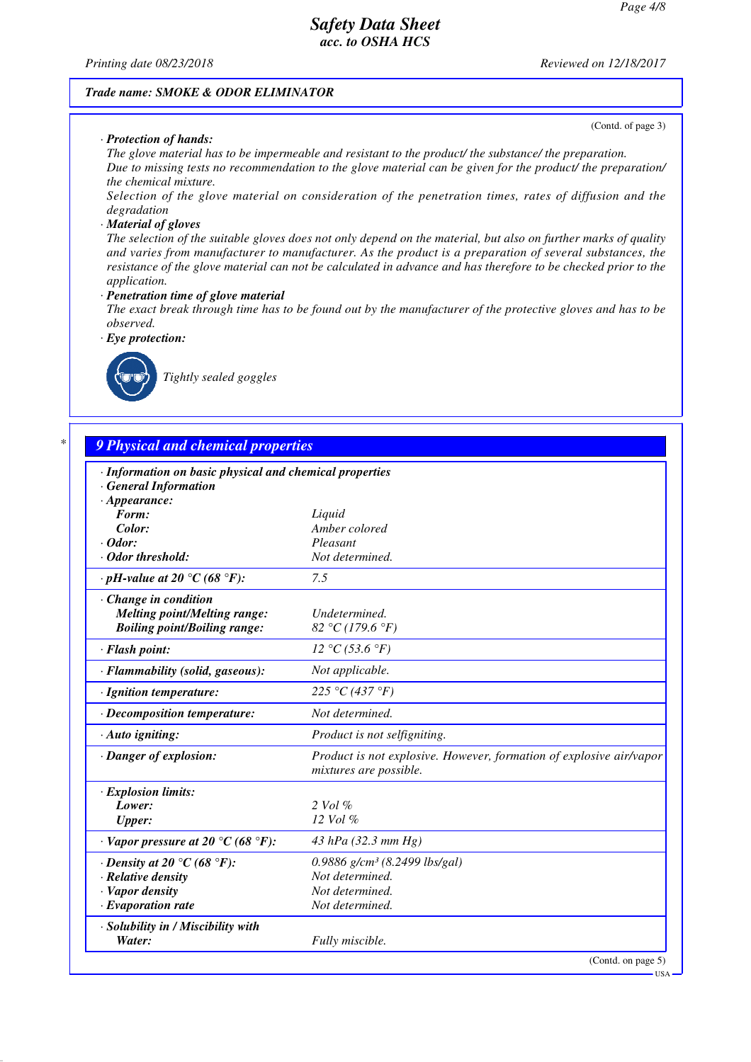**Trade name: SMOKE & ODOR ELIMINATOR**

(Contd. of page 3)

· **Protection of hands:**
The glove material has to be impermeable and resistant to the product/ the substance/ the preparation.
Due to missing tests no recommendation to the glove material can be given for the product/ the preparation/ the chemical mixture.
Selection of the glove material on consideration of the penetration times, rates of diffusion and the degradation

· **Material of gloves**
The selection of the suitable gloves does not only depend on the material, but also on further marks of quality and varies from manufacturer to manufacturer. As the product is a preparation of several substances, the resistance of the glove material can not be calculated in advance and has therefore to be checked prior to the application.

· **Penetration time of glove material**
The exact break through time has to be found out by the manufacturer of the protective gloves and has to be observed.

· **Eye protection:**
Tightly sealed goggles

## 9 Physical and chemical properties

| | |
|---|---|
| · **Information on basic physical and chemical properties** | |
| · **General Information** | |
| · **Appearance:** | |
| **Form:** | Liquid |
| **Color:** | Amber colored |
| · **Odor:** | Pleasant |
| · **Odor threshold:** | Not determined. |
| · **pH-value at 20 °C (68 °F):** | 7.5 |
| · **Change in condition** | |
| **Melting point/Melting range:** | Undetermined. |
| **Boiling point/Boiling range:** | 82 °C (179.6 °F) |
| · **Flash point:** | 12 °C (53.6 °F) |
| · **Flammability (solid, gaseous):** | Not applicable. |
| · **Ignition temperature:** | 225 °C (437 °F) |
| · **Decomposition temperature:** | Not determined. |
| · **Auto igniting:** | Product is not selfigniting. |
| · **Danger of explosion:** | Product is not explosive. However, formation of explosive air/vapor mixtures are possible. |
| · **Explosion limits:** | |
| **Lower:** | 2 Vol % |
| **Upper:** | 12 Vol % |
| · **Vapor pressure at 20 °C (68 °F):** | 43 hPa (32.3 mm Hg) |
| · **Density at 20 °C (68 °F):** | 0.9886 g/cm³ (8.2499 lbs/gal) |
| · **Relative density** | Not determined. |
| · **Vapor density** | Not determined. |
| · **Evaporation rate** | Not determined. |
| · **Solubility in / Miscibility with** | |
| **Water:** | Fully miscible. |

(Contd. on page 5)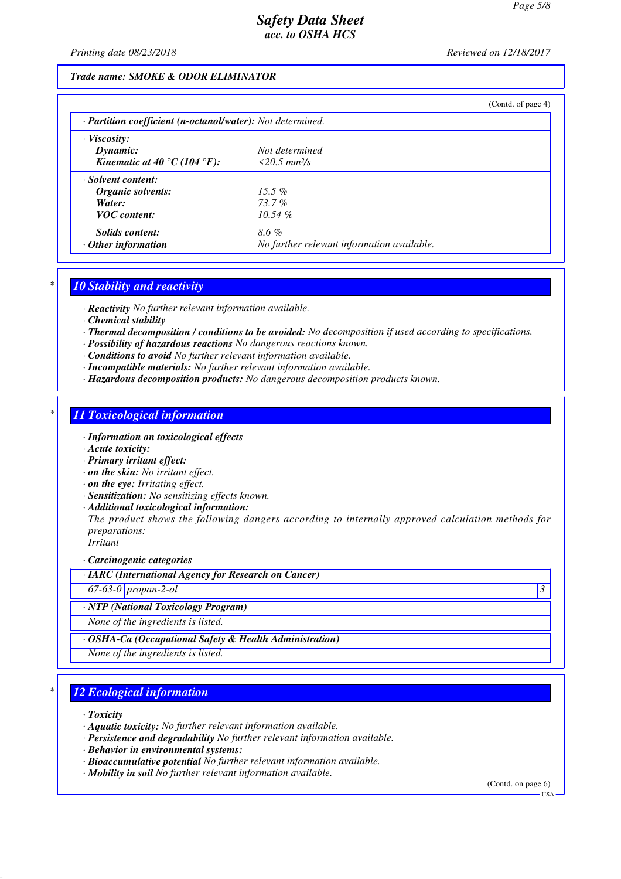Trade name: SMOKE & ODOR ELIMINATOR

(Contd. of page 4)

· **Partition coefficient (n-octanol/water):** Not determined.

| · **Viscosity:** | |
|---|---|
| **Dynamic:** | Not determined |
| **Kinematic at 40 °C (104 °F):** | <20.5 mm²/s |
| · **Solvent content:** | |
| **Organic solvents:** | 15.5 % |
| **Water:** | 73.7 % |
| **VOC content:** | 10.54 % |
| **Solids content:** | 8.6 % |
| · **Other information** | No further relevant information available. |

## * 10 Stability and reactivity

· **Reactivity** No further relevant information available.
· **Chemical stability**
· **Thermal decomposition / conditions to be avoided:** No decomposition if used according to specifications.
· **Possibility of hazardous reactions** No dangerous reactions known.
· **Conditions to avoid** No further relevant information available.
· **Incompatible materials:** No further relevant information available.
· **Hazardous decomposition products:** No dangerous decomposition products known.

## * 11 Toxicological information

· **Information on toxicological effects**
· **Acute toxicity:**
· **Primary irritant effect:**
· **on the skin:** No irritant effect.
· **on the eye:** Irritating effect.
· **Sensitization:** No sensitizing effects known.
· **Additional toxicological information:**
The product shows the following dangers according to internally approved calculation methods for preparations:
Irritant

· **Carcinogenic categories**

| · **IARC (International Agency for Research on Cancer)** | | |
|---|---|---|
| 67-63-0 | propan-2-ol | 3 |

| · **NTP (National Toxicology Program)** |
|---|
| None of the ingredients is listed. |

| · **OSHA-Ca (Occupational Safety & Health Administration)** |
|---|
| None of the ingredients is listed. |

## * 12 Ecological information

· **Toxicity**
· **Aquatic toxicity:** No further relevant information available.
· **Persistence and degradability** No further relevant information available.
· **Behavior in environmental systems:**
· **Bioaccumulative potential** No further relevant information available.
· **Mobility in soil** No further relevant information available.

(Contd. on page 6)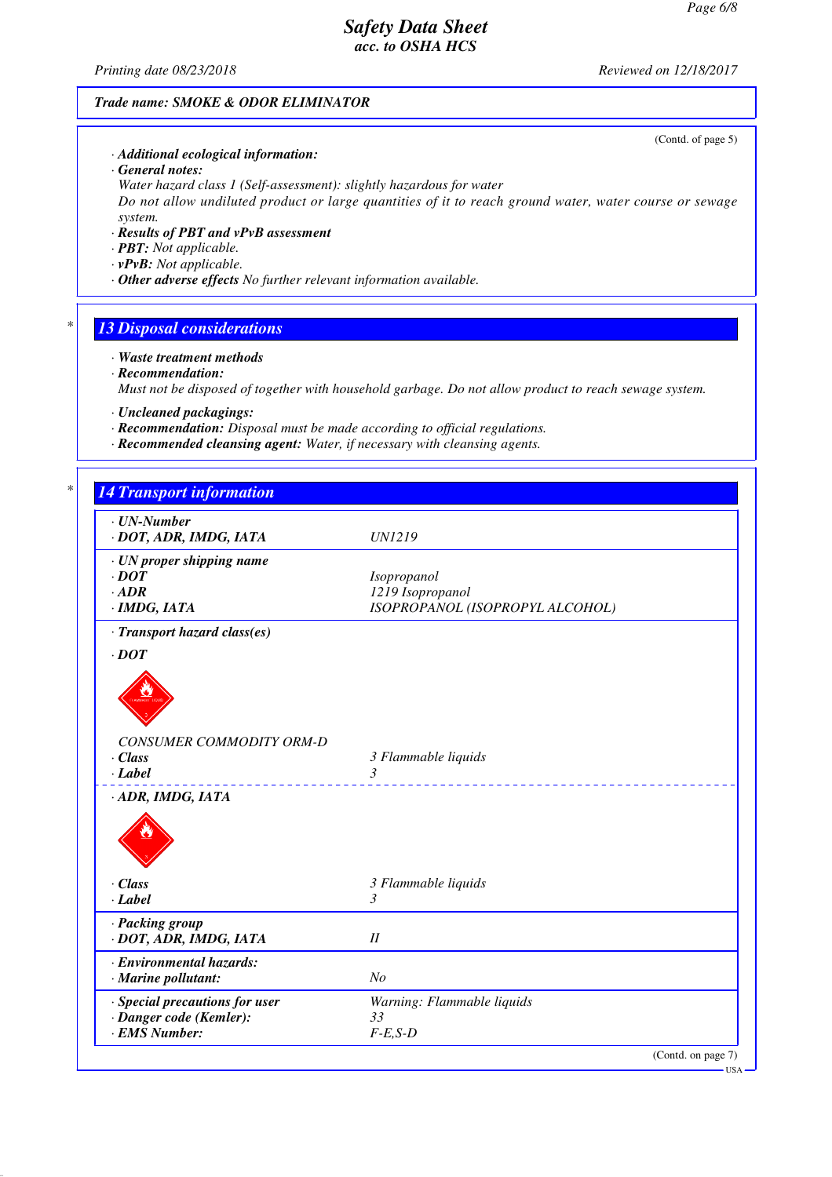# Safety Data Sheet
## acc. to OSHA HCS

Printing date 08/23/2018 — Reviewed on 12/18/2017

**Trade name: SMOKE & ODOR ELIMINATOR**

(Contd. of page 5)

· **Additional ecological information:**
· **General notes:**
Water hazard class 1 (Self-assessment): slightly hazardous for water
Do not allow undiluted product or large quantities of it to reach ground water, water course or sewage system.
· **Results of PBT and vPvB assessment**
· **PBT:** Not applicable.
· **vPvB:** Not applicable.
· **Other adverse effects** No further relevant information available.

## * 13 Disposal considerations

· **Waste treatment methods**
· **Recommendation:**
Must not be disposed of together with household garbage. Do not allow product to reach sewage system.

· **Uncleaned packagings:**
· **Recommendation:** Disposal must be made according to official regulations.
· **Recommended cleansing agent:** Water, if necessary with cleansing agents.

## * 14 Transport information

| | |
|---|---|
| · **UN-Number** | |
| · **DOT, ADR, IMDG, IATA** | UN1219 |
| · **UN proper shipping name** | |
| · **DOT** | Isopropanol |
| · **ADR** | 1219 Isopropanol |
| · **IMDG, IATA** | ISOPROPANOL (ISOPROPYL ALCOHOL) |
| · **Transport hazard class(es)** | |
| · **DOT** | |
| CONSUMER COMMODITY ORM-D | |
| · **Class** | 3 Flammable liquids |
| · **Label** | 3 |
| · **ADR, IMDG, IATA** | |
| · **Class** | 3 Flammable liquids |
| · **Label** | 3 |
| · **Packing group** | |
| · **DOT, ADR, IMDG, IATA** | II |
| · **Environmental hazards:** | |
| · **Marine pollutant:** | No |
| · **Special precautions for user** | Warning: Flammable liquids |
| · **Danger code (Kemler):** | 33 |
| · **EMS Number:** | F-E,S-D |

(Contd. on page 7)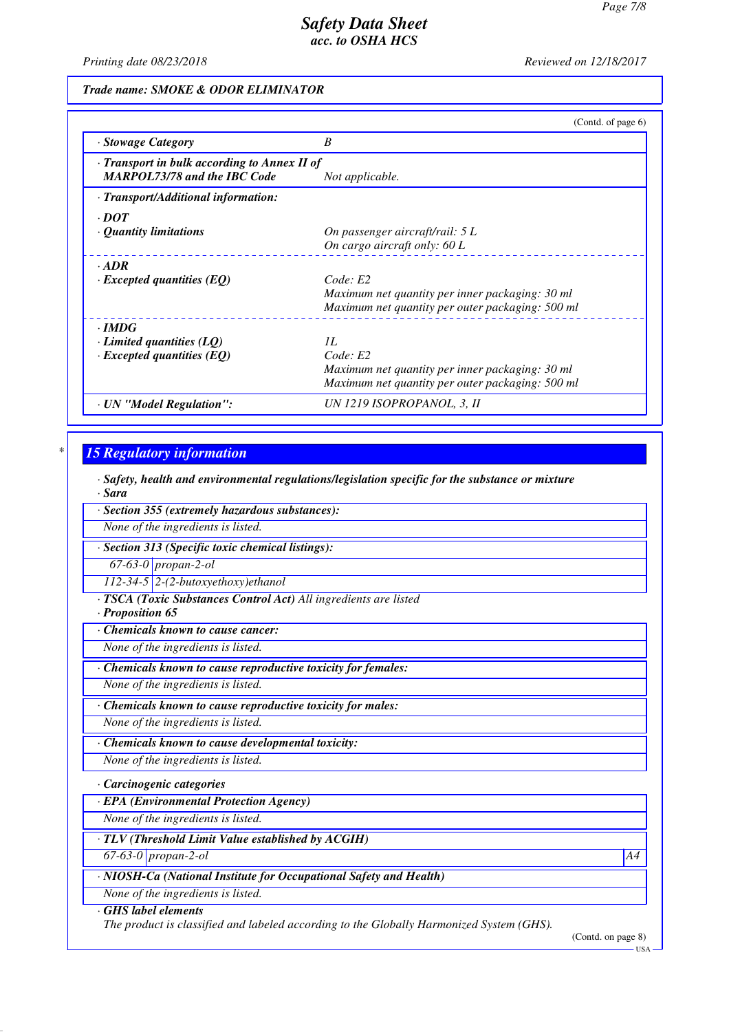**Trade name: SMOKE & ODOR ELIMINATOR**

(Contd. of page 6)

| | |
|---|---|
| · **Stowage Category** | B |
| · **Transport in bulk according to Annex II of MARPOL73/78 and the IBC Code** | Not applicable. |

· **Transport/Additional information:**

| | |
|---|---|
| · **DOT** | |
| · **Quantity limitations** | On passenger aircraft/rail: 5 L<br>On cargo aircraft only: 60 L |
| · **ADR** | |
| · **Excepted quantities (EQ)** | Code: E2<br>Maximum net quantity per inner packaging: 30 ml<br>Maximum net quantity per outer packaging: 500 ml |
| · **IMDG** | |
| · **Limited quantities (LQ)** | 1L |
| · **Excepted quantities (EQ)** | Code: E2<br>Maximum net quantity per inner packaging: 30 ml<br>Maximum net quantity per outer packaging: 500 ml |
| · **UN "Model Regulation":** | UN 1219 ISOPROPANOL, 3, II |

## 15 Regulatory information

· **Safety, health and environmental regulations/legislation specific for the substance or mixture**
· **Sara**

· **Section 355 (extremely hazardous substances):**
None of the ingredients is listed.

· **Section 313 (Specific toxic chemical listings):**

| | |
|---|---|
| 67-63-0 | propan-2-ol |
| 112-34-5 | 2-(2-butoxyethoxy)ethanol |

· **TSCA (Toxic Substances Control Act)** All ingredients are listed
· **Proposition 65**

· **Chemicals known to cause cancer:**
None of the ingredients is listed.

· **Chemicals known to cause reproductive toxicity for females:**
None of the ingredients is listed.

· **Chemicals known to cause reproductive toxicity for males:**
None of the ingredients is listed.

· **Chemicals known to cause developmental toxicity:**
None of the ingredients is listed.

· **Carcinogenic categories**

· **EPA (Environmental Protection Agency)**
None of the ingredients is listed.

· **TLV (Threshold Limit Value established by ACGIH)**

| | | |
|---|---|---|
| 67-63-0 | propan-2-ol | A4 |

· **NIOSH-Ca (National Institute for Occupational Safety and Health)**
None of the ingredients is listed.

· **GHS label elements**
The product is classified and labeled according to the Globally Harmonized System (GHS).

(Contd. on page 8)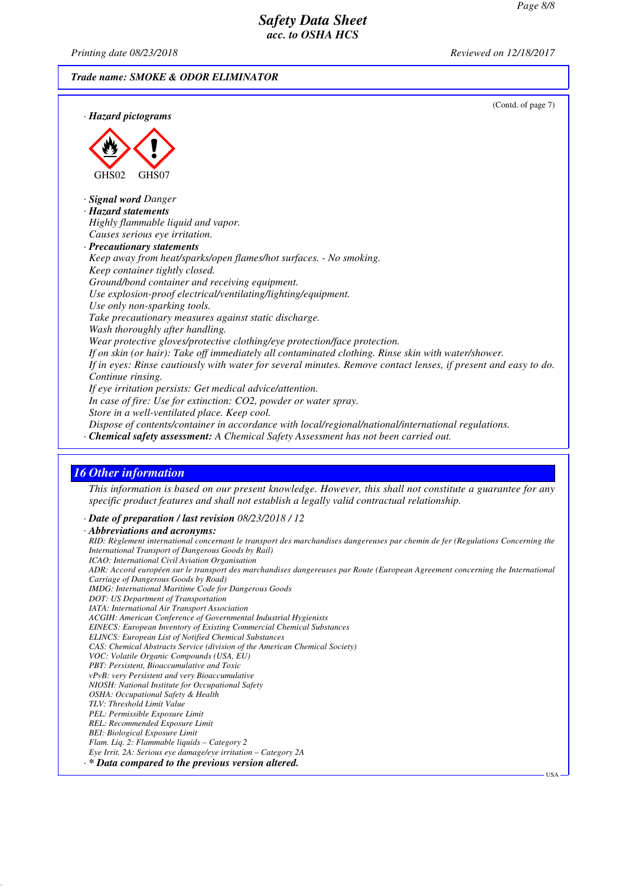(Contd. of page 7)

· **Hazard pictograms**

GHS02 GHS07

· **Signal word** *Danger*

· **Hazard statements**

*Highly flammable liquid and vapor.*
*Causes serious eye irritation.*

· **Precautionary statements**

*Keep away from heat/sparks/open flames/hot surfaces. - No smoking.*
*Keep container tightly closed.*
*Ground/bond container and receiving equipment.*
*Use explosion-proof electrical/ventilating/lighting/equipment.*
*Use only non-sparking tools.*
*Take precautionary measures against static discharge.*
*Wash thoroughly after handling.*
*Wear protective gloves/protective clothing/eye protection/face protection.*
*If on skin (or hair): Take off immediately all contaminated clothing. Rinse skin with water/shower.*
*If in eyes: Rinse cautiously with water for several minutes. Remove contact lenses, if present and easy to do. Continue rinsing.*
*If eye irritation persists: Get medical advice/attention.*
*In case of fire: Use for extinction: CO2, powder or water spray.*
*Store in a well-ventilated place. Keep cool.*
*Dispose of contents/container in accordance with local/regional/national/international regulations.*

· **Chemical safety assessment:** *A Chemical Safety Assessment has not been carried out.*

## 16 Other information

*This information is based on our present knowledge. However, this shall not constitute a guarantee for any specific product features and shall not establish a legally valid contractual relationship.*

· **Date of preparation / last revision** *08/23/2018 / 12*

· **Abbreviations and acronyms:**

*RID: Règlement international concernant le transport des marchandises dangereuses par chemin de fer (Regulations Concerning the International Transport of Dangerous Goods by Rail)*
*ICAO: International Civil Aviation Organisation*
*ADR: Accord européen sur le transport des marchandises dangereuses par Route (European Agreement concerning the International Carriage of Dangerous Goods by Road)*
*IMDG: International Maritime Code for Dangerous Goods*
*DOT: US Department of Transportation*
*IATA: International Air Transport Association*
*ACGIH: American Conference of Governmental Industrial Hygienists*
*EINECS: European Inventory of Existing Commercial Chemical Substances*
*ELINCS: European List of Notified Chemical Substances*
*CAS: Chemical Abstracts Service (division of the American Chemical Society)*
*VOC: Volatile Organic Compounds (USA, EU)*
*PBT: Persistent, Bioaccumulative and Toxic*
*vPvB: very Persistent and very Bioaccumulative*
*NIOSH: National Institute for Occupational Safety*
*OSHA: Occupational Safety & Health*
*TLV: Threshold Limit Value*
*PEL: Permissible Exposure Limit*
*REL: Recommended Exposure Limit*
*BEI: Biological Exposure Limit*
*Flam. Liq. 2: Flammable liquids – Category 2*
*Eye Irrit. 2A: Serious eye damage/eye irritation – Category 2A*

· **\* Data compared to the previous version altered.**